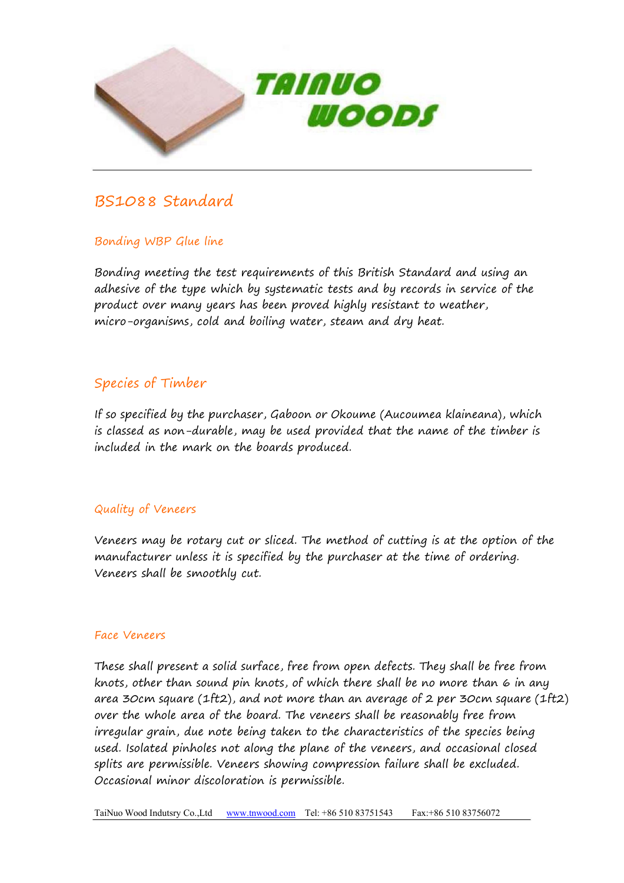# BS1088 Standard

## Bonding WBP Glue line

Bonding meeting the test requirements of this British Standard and using an adhesive of the type which by systematic tests and by records in service of the product over many years has been proved highly resistant to weather, micro-organisms, cold and boiling water, steam and dry heat.

## Species of Timber

If so specified by the purchaser, Gaboon or Okoume (Aucoumea klaineana), which is classed as non-durable, may be used provided that the name of the timber is included in the mark on the boards produced.

## Quality of Veneers

Veneers may be rotary cut or sliced. The method of cutting is at the option of the manufacturer unless it is specified by the purchaser at the time of ordering. Veneers shall be smoothly cut.

## Face Veneers

These shall present a solid surface, free from open defects. They shall be free from knots, other than sound pin knots, of which there shall be no more than 6 in any area 30cm square (1ft2), and not more than an average of 2 per 30cm square (1ft2) over the whole area of the board. The veneers shall be reasonably free from irregular grain, due note being taken to the characteristics of the species being used. Isolated pinholes not along the plane of the veneers, and occasional closed splits are permissible. Veneers showing compression failure shall be excluded. Occasional minor discoloration is permissible.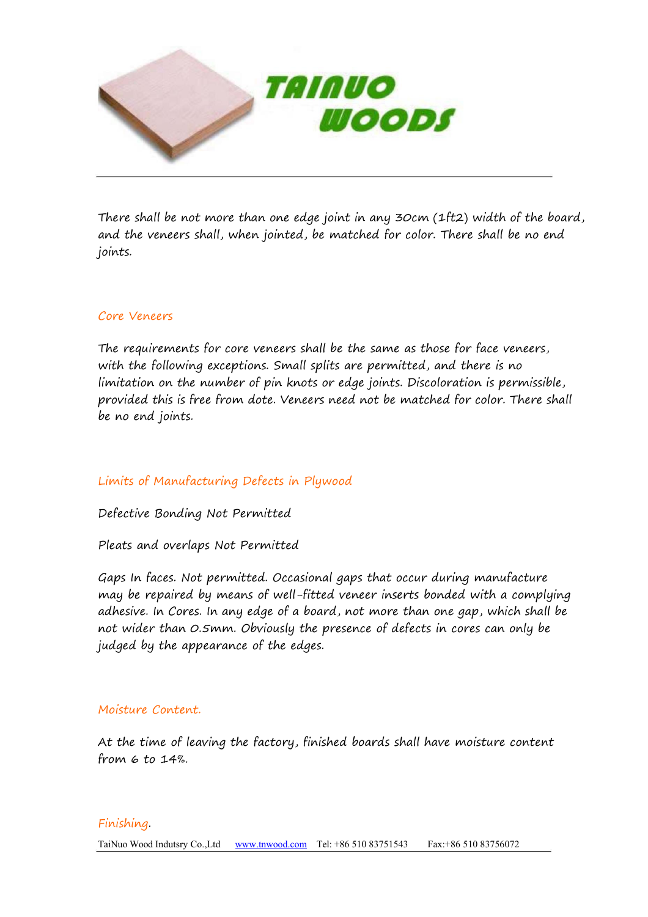There shall be not more than one edge joint in any 30cm (1ft2) width of the board, and the veneers shall, when jointed, be matched for color. There shall be no end joints.

## Core Veneers

The requirements for core veneers shall be the same as those for face veneers, with the following exceptions. Small splits are permitted, and there is no limitation on the number of pin knots or edge joints. Discoloration is permissible, provided this is free from dote. Veneers need not be matched for color. There shall be no end joints.

## Limits of Manufacturing Defects in Plywood

Defective Bonding Not Permitted

Pleats and overlaps Not Permitted

Gaps In faces. Not permitted. Occasional gaps that occur during manufacture may be repaired by means of well-fitted veneer inserts bonded with a complying adhesive. In Cores. In any edge of a board, not more than one gap, which shall be not wider than 0.5mm. Obviously the presence of defects in cores can only be judged by the appearance of the edges.

## Moisture Content.

At the time of leaving the factory, finished boards shall have moisture content from 6 to 14%.

## Finishing.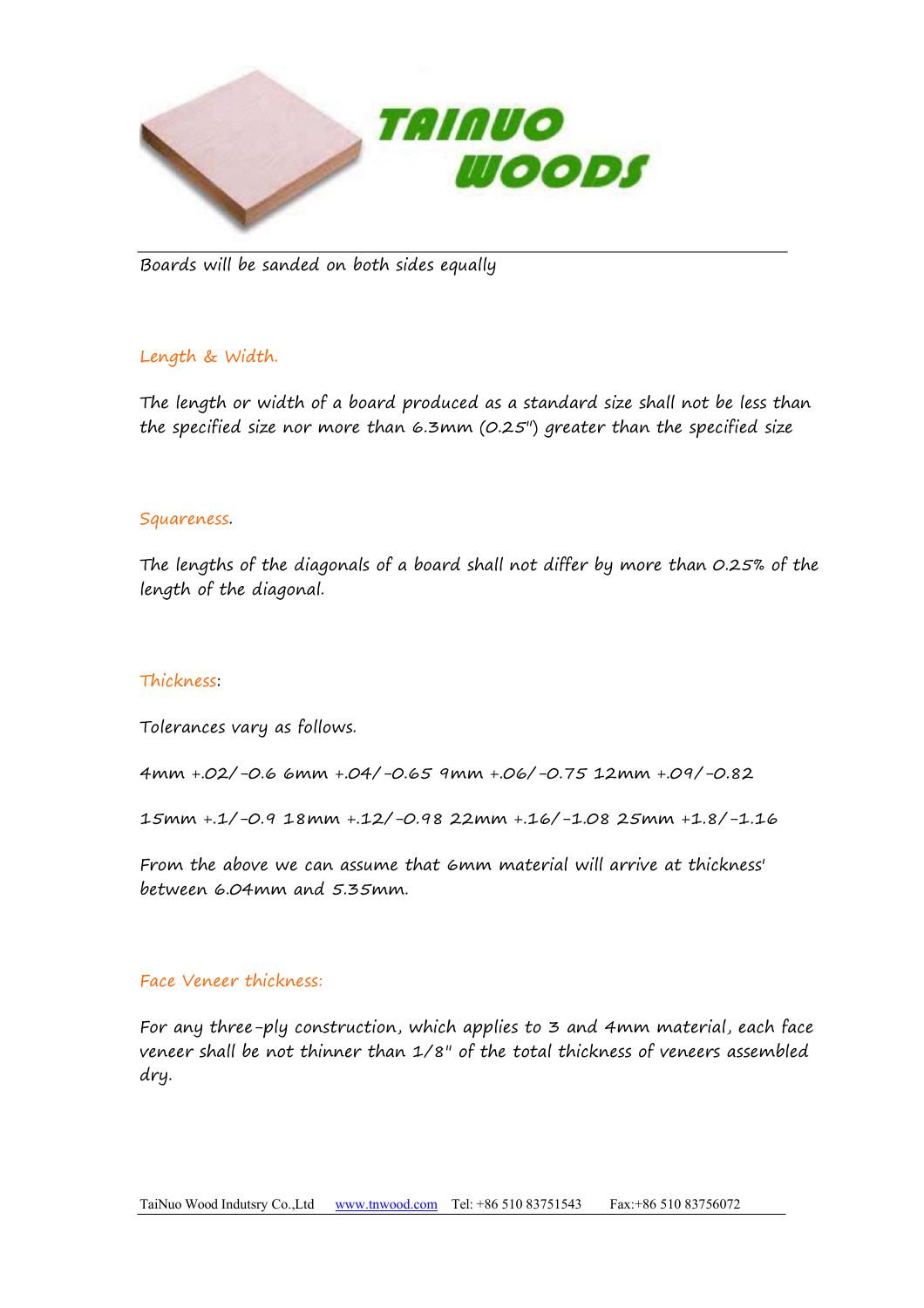TAINUO WOODS

Boards will be sanded on both sides equally

## Length & Width.

The length or width of a board produced as a standard size shall not be less than the specified size nor more than 6.3mm (0.25") greater than the specified size

## Squareness.

The lengths of the diagonals of a board shall not differ by more than 0.25% of the length of the diagonal.

## Thickness:

Tolerances vary as follows.

4mm +.02/-0.6 6mm +.04/-0.65 9mm +.06/-0.75 12mm +.09/-0.82

15mm +.1/-0.9 18mm +.12/-0.98 22mm +.16/-1.08 25mm +1.8/-1.16

From the above we can assume that 6mm material will arrive at thickness' between 6.04mm and 5.35mm.

## Face Veneer thickness:

For any three-ply construction, which applies to 3 and 4mm material, each face veneer shall be not thinner than 1/8" of the total thickness of veneers assembled dry.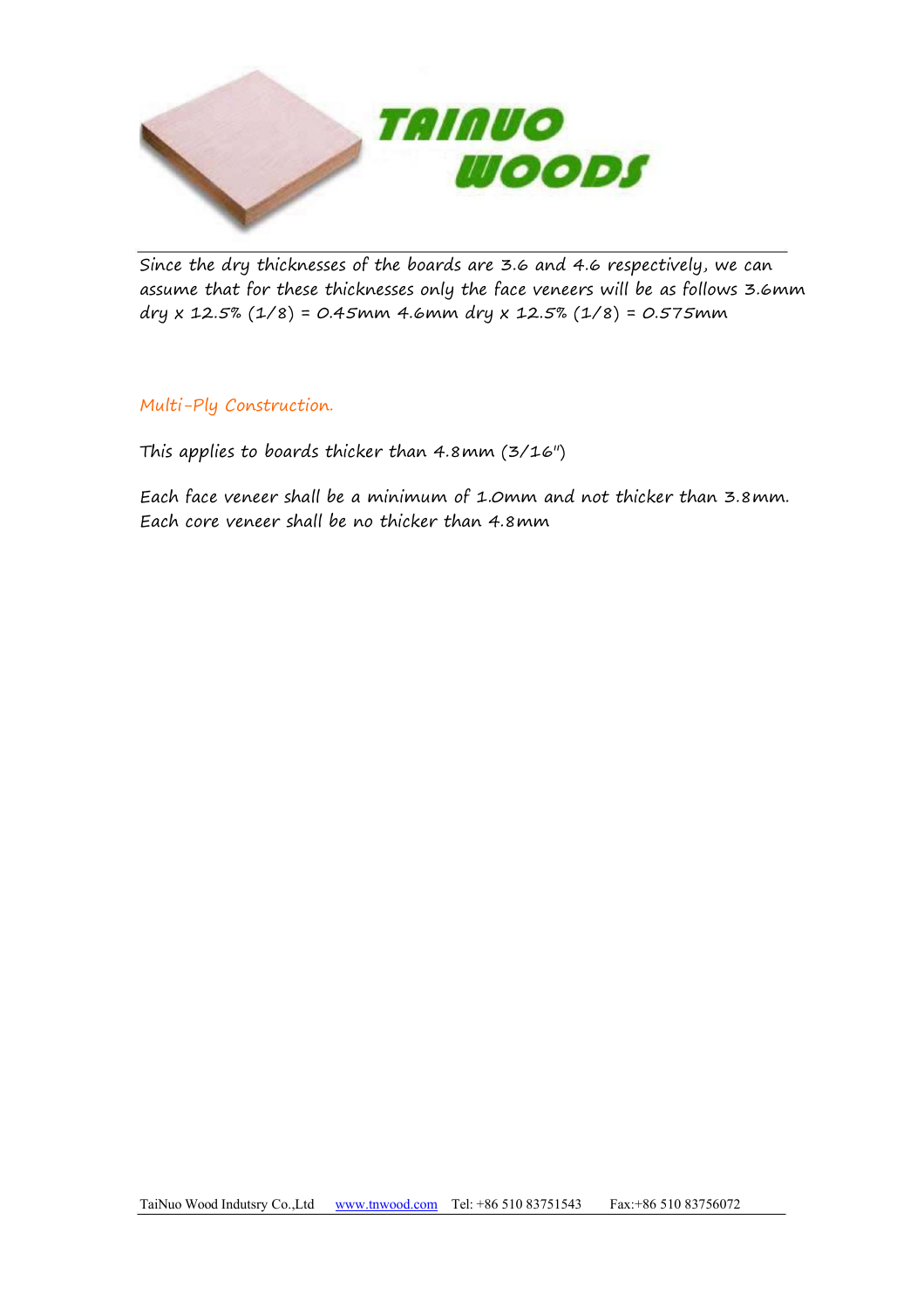Since the dry thicknesses of the boards are 3.6 and 4.6 respectively, we can assume that for these thicknesses only the face veneers will be as follows 3.6mm dry x 12.5% (1/8) = 0.45mm 4.6mm dry x 12.5% (1/8) = 0.575mm

## Multi-Ply Construction.

This applies to boards thicker than 4.8mm (3/16")

Each face veneer shall be a minimum of 1.0mm and not thicker than 3.8mm. Each core veneer shall be no thicker than 4.8mm